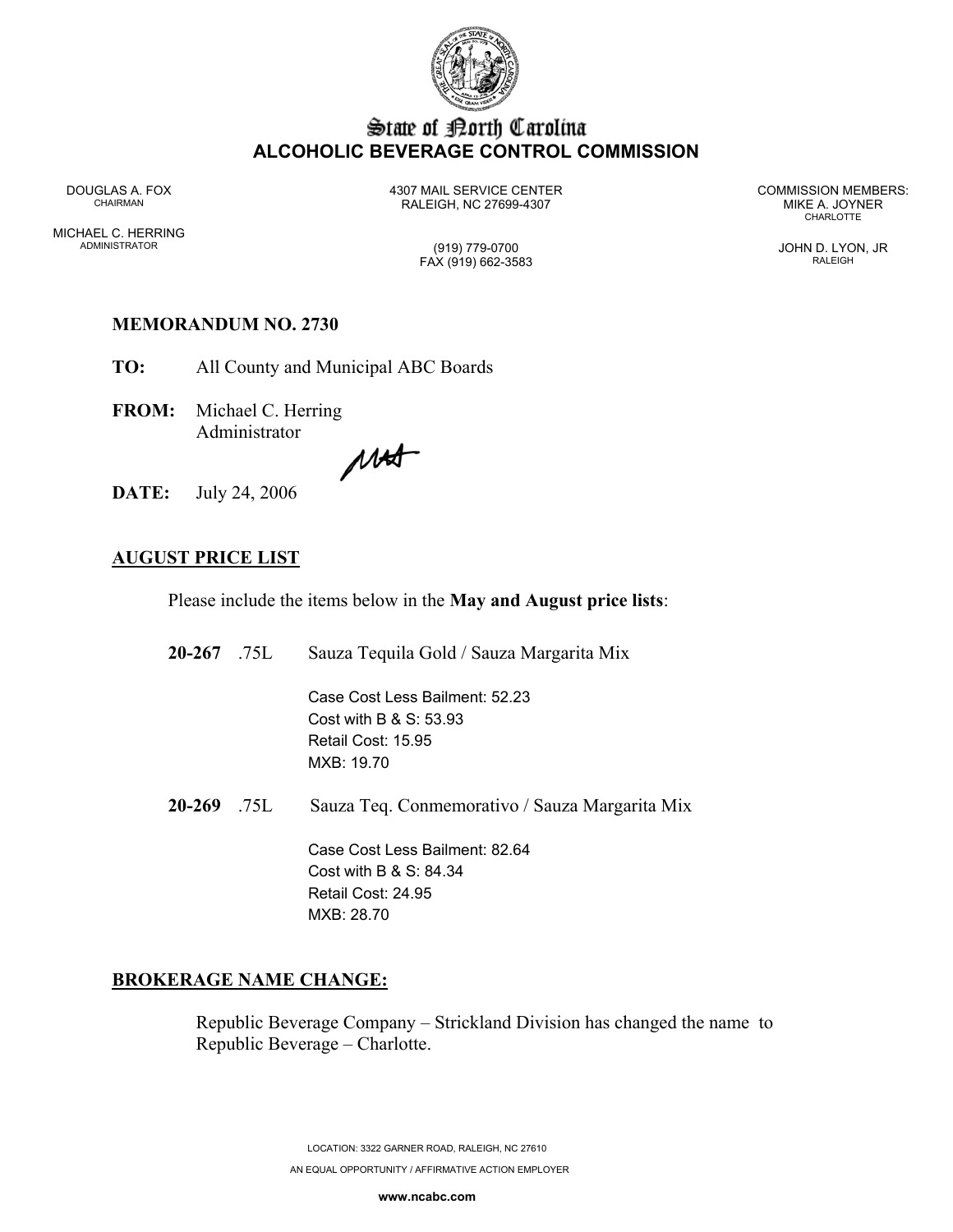# State of North Carolina
## ALCOHOLIC BEVERAGE CONTROL COMMISSION

DOUGLAS A. FOX
CHAIRMAN

MICHAEL C. HERRING
ADMINISTRATOR

4307 MAIL SERVICE CENTER
RALEIGH, NC 27699-4307

(919) 779-0700
FAX (919) 662-3583

COMMISSION MEMBERS:
MIKE A. JOYNER
CHARLOTTE

JOHN D. LYON, JR
RALEIGH

**MEMORANDUM NO. 2730**

**TO:** All County and Municipal ABC Boards

**FROM:** Michael C. Herring
Administrator

**DATE:** July 24, 2006

## AUGUST PRICE LIST

Please include the items below in the **May and August price lists**:

**20-267** .75L Sauza Tequila Gold / Sauza Margarita Mix

Case Cost Less Bailment: 52.23
Cost with B & S: 53.93
Retail Cost: 15.95
MXB: 19.70

**20-269** .75L Sauza Teq. Conmemorativo / Sauza Margarita Mix

Case Cost Less Bailment: 82.64
Cost with B & S: 84.34
Retail Cost: 24.95
MXB: 28.70

## BROKERAGE NAME CHANGE:

Republic Beverage Company – Strickland Division has changed the name to Republic Beverage – Charlotte.

LOCATION: 3322 GARNER ROAD, RALEIGH, NC 27610

AN EQUAL OPPORTUNITY / AFFIRMATIVE ACTION EMPLOYER

**www.ncabc.com**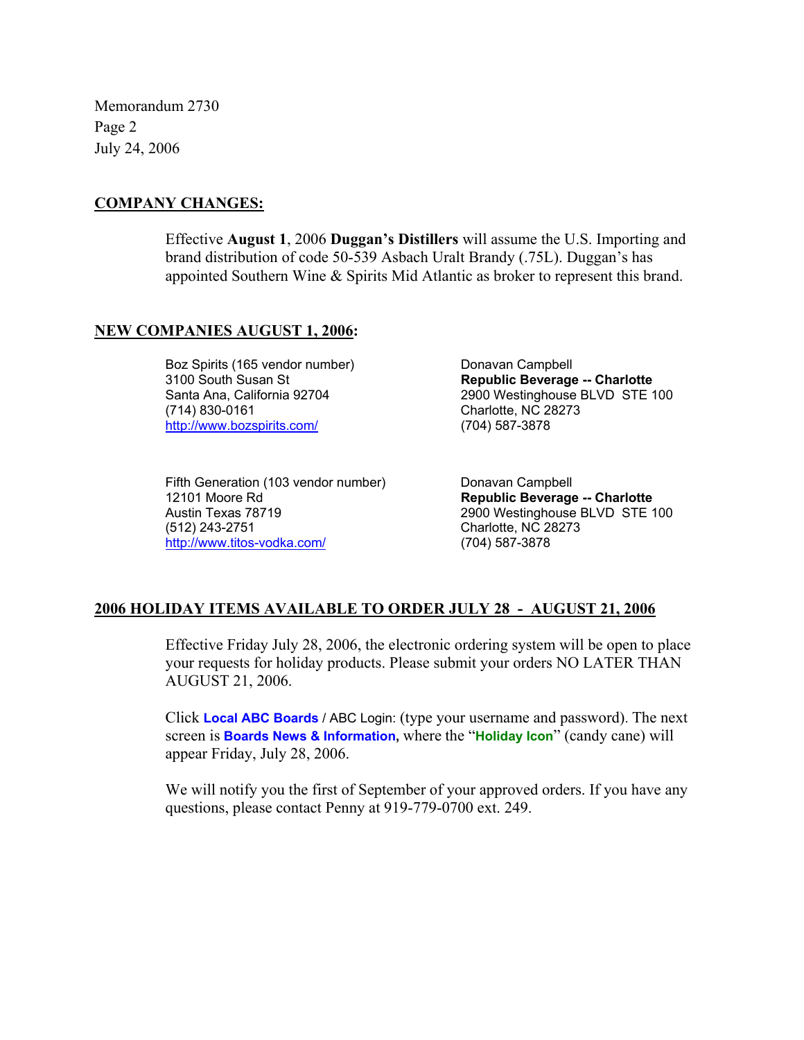Memorandum 2730
Page 2
July 24, 2006

## COMPANY CHANGES:

Effective **August 1**, 2006 **Duggan's Distillers** will assume the U.S. Importing and brand distribution of code 50-539 Asbach Uralt Brandy (.75L). Duggan's has appointed Southern Wine & Spirits Mid Atlantic as broker to represent this brand.

## NEW COMPANIES AUGUST 1, 2006:

Boz Spirits (165 vendor number)
3100 South Susan St
Santa Ana, California 92704
(714) 830-0161
http://www.bozspirits.com/

Donavan Campbell
**Republic Beverage -- Charlotte**
2900 Westinghouse BLVD STE 100
Charlotte, NC 28273
(704) 587-3878

Fifth Generation (103 vendor number)
12101 Moore Rd
Austin Texas 78719
(512) 243-2751
http://www.titos-vodka.com/

Donavan Campbell
**Republic Beverage -- Charlotte**
2900 Westinghouse BLVD STE 100
Charlotte, NC 28273
(704) 587-3878

## 2006 HOLIDAY ITEMS AVAILABLE TO ORDER JULY 28 - AUGUST 21, 2006

Effective Friday July 28, 2006, the electronic ordering system will be open to place your requests for holiday products. Please submit your orders NO LATER THAN AUGUST 21, 2006.

Click **Local ABC Boards** / ABC Login: (type your username and password). The next screen is **Boards News & Information**, where the "**Holiday Icon**" (candy cane) will appear Friday, July 28, 2006.

We will notify you the first of September of your approved orders. If you have any questions, please contact Penny at 919-779-0700 ext. 249.